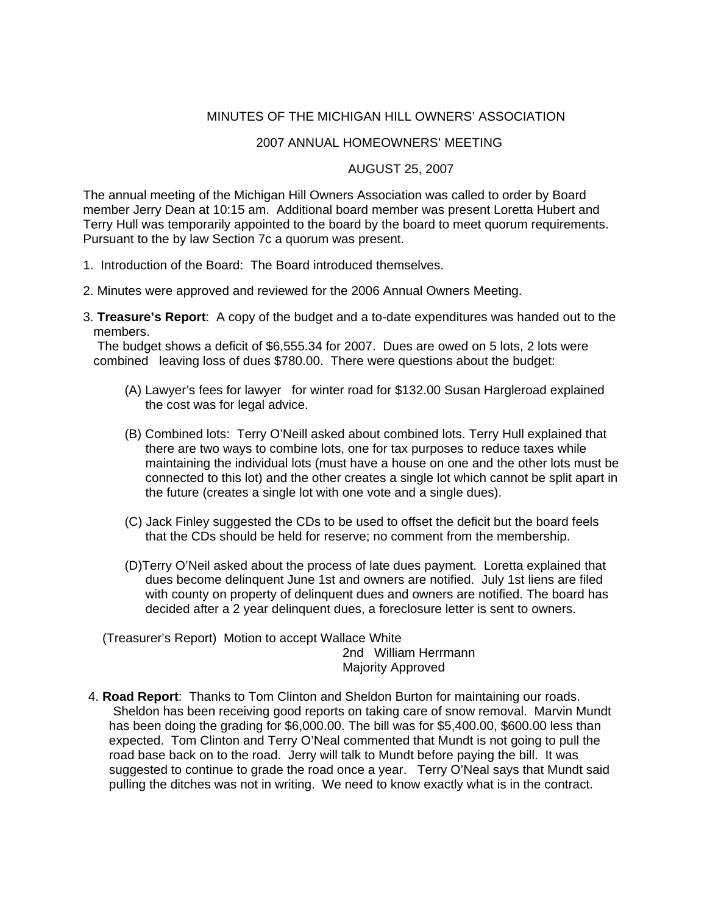# MINUTES OF THE MICHIGAN HILL OWNERS' ASSOCIATION

## 2007 ANNUAL HOMEOWNERS' MEETING

## AUGUST 25, 2007

The annual meeting of the Michigan Hill Owners Association was called to order by Board member Jerry Dean at 10:15 am. Additional board member was present Loretta Hubert and Terry Hull was temporarily appointed to the board by the board to meet quorum requirements. Pursuant to the by law Section 7c a quorum was present.

1. Introduction of the Board: The Board introduced themselves.

2. Minutes were approved and reviewed for the 2006 Annual Owners Meeting.

3. **Treasure's Report**: A copy of the budget and a to-date expenditures was handed out to the members.
   The budget shows a deficit of $6,555.34 for 2007. Dues are owed on 5 lots, 2 lots were combined leaving loss of dues $780.00. There were questions about the budget:

   (A) Lawyer's fees for lawyer for winter road for $132.00 Susan Hargleroad explained the cost was for legal advice.

   (B) Combined lots: Terry O'Neill asked about combined lots. Terry Hull explained that there are two ways to combine lots, one for tax purposes to reduce taxes while maintaining the individual lots (must have a house on one and the other lots must be connected to this lot) and the other creates a single lot which cannot be split apart in the future (creates a single lot with one vote and a single dues).

   (C) Jack Finley suggested the CDs to be used to offset the deficit but the board feels that the CDs should be held for reserve; no comment from the membership.

   (D)Terry O'Neil asked about the process of late dues payment. Loretta explained that dues become delinquent June 1st and owners are notified. July 1st liens are filed with county on property of delinquent dues and owners are notified. The board has decided after a 2 year delinquent dues, a foreclosure letter is sent to owners.

   (Treasurer's Report) Motion to accept Wallace White
   2nd William Herrmann
   Majority Approved

4. **Road Report**: Thanks to Tom Clinton and Sheldon Burton for maintaining our roads. Sheldon has been receiving good reports on taking care of snow removal. Marvin Mundt has been doing the grading for $6,000.00. The bill was for $5,400.00, $600.00 less than expected. Tom Clinton and Terry O'Neal commented that Mundt is not going to pull the road base back on to the road. Jerry will talk to Mundt before paying the bill. It was suggested to continue to grade the road once a year. Terry O'Neal says that Mundt said pulling the ditches was not in writing. We need to know exactly what is in the contract.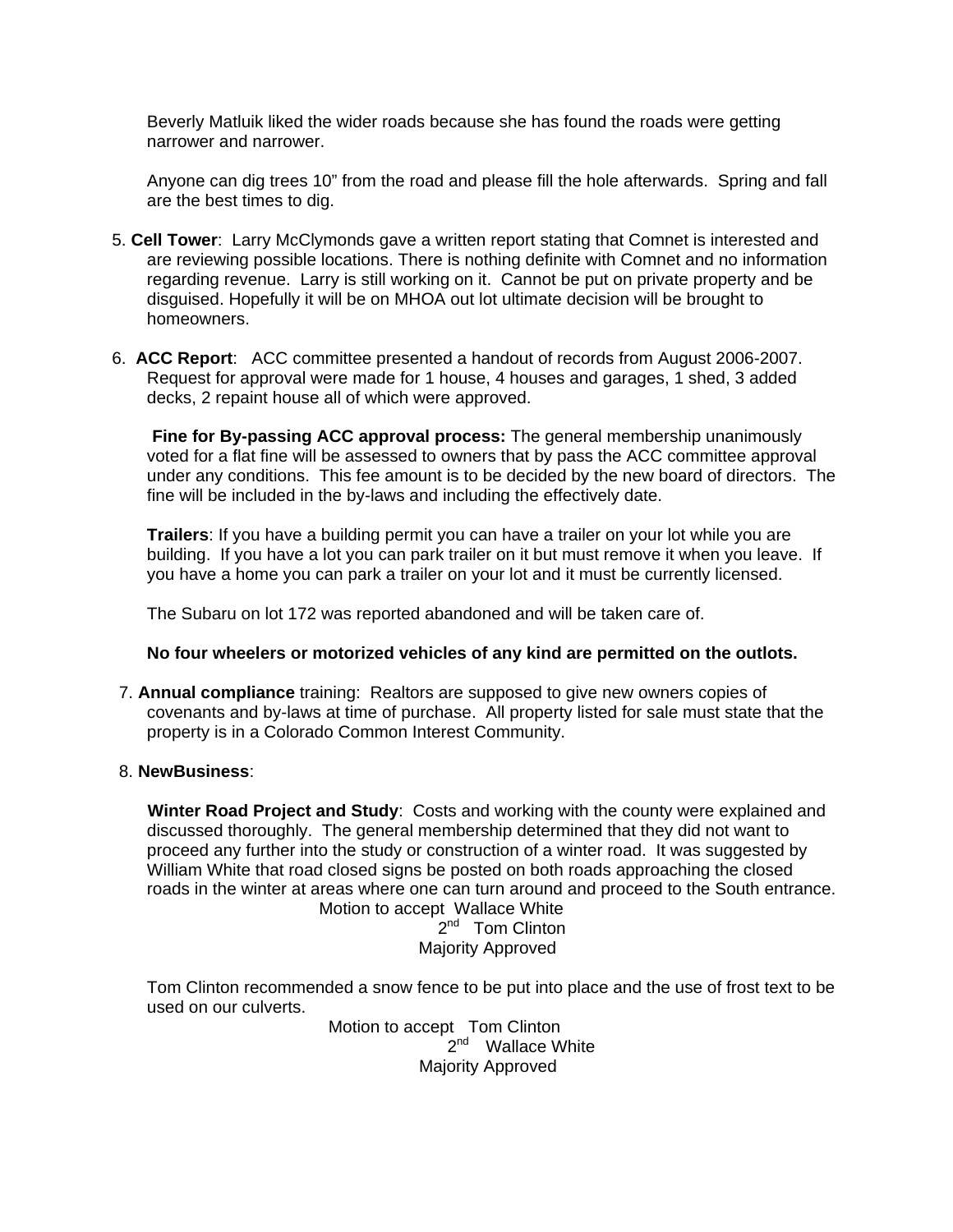Beverly Matluik liked the wider roads because she has found the roads were getting narrower and narrower.

Anyone can dig trees 10" from the road and please fill the hole afterwards. Spring and fall are the best times to dig.

5. **Cell Tower**: Larry McClymonds gave a written report stating that Comnet is interested and are reviewing possible locations. There is nothing definite with Comnet and no information regarding revenue. Larry is still working on it. Cannot be put on private property and be disguised. Hopefully it will be on MHOA out lot ultimate decision will be brought to homeowners.

6. **ACC Report**: ACC committee presented a handout of records from August 2006-2007. Request for approval were made for 1 house, 4 houses and garages, 1 shed, 3 added decks, 2 repaint house all of which were approved.

   **Fine for By-passing ACC approval process:** The general membership unanimously voted for a flat fine will be assessed to owners that by pass the ACC committee approval under any conditions. This fee amount is to be decided by the new board of directors. The fine will be included in the by-laws and including the effectively date.

   **Trailers**: If you have a building permit you can have a trailer on your lot while you are building. If you have a lot you can park trailer on it but must remove it when you leave. If you have a home you can park a trailer on your lot and it must be currently licensed.

   The Subaru on lot 172 was reported abandoned and will be taken care of.

   **No four wheelers or motorized vehicles of any kind are permitted on the outlots.**

7. **Annual compliance** training: Realtors are supposed to give new owners copies of covenants and by-laws at time of purchase. All property listed for sale must state that the property is in a Colorado Common Interest Community.

8. **NewBusiness**:

   **Winter Road Project and Study**: Costs and working with the county were explained and discussed thoroughly. The general membership determined that they did not want to proceed any further into the study or construction of a winter road. It was suggested by William White that road closed signs be posted on both roads approaching the closed roads in the winter at areas where one can turn around and proceed to the South entrance.

   Motion to accept Wallace White
   2nd Tom Clinton
   Majority Approved

   Tom Clinton recommended a snow fence to be put into place and the use of frost text to be used on our culverts.

   Motion to accept Tom Clinton
   2nd Wallace White
   Majority Approved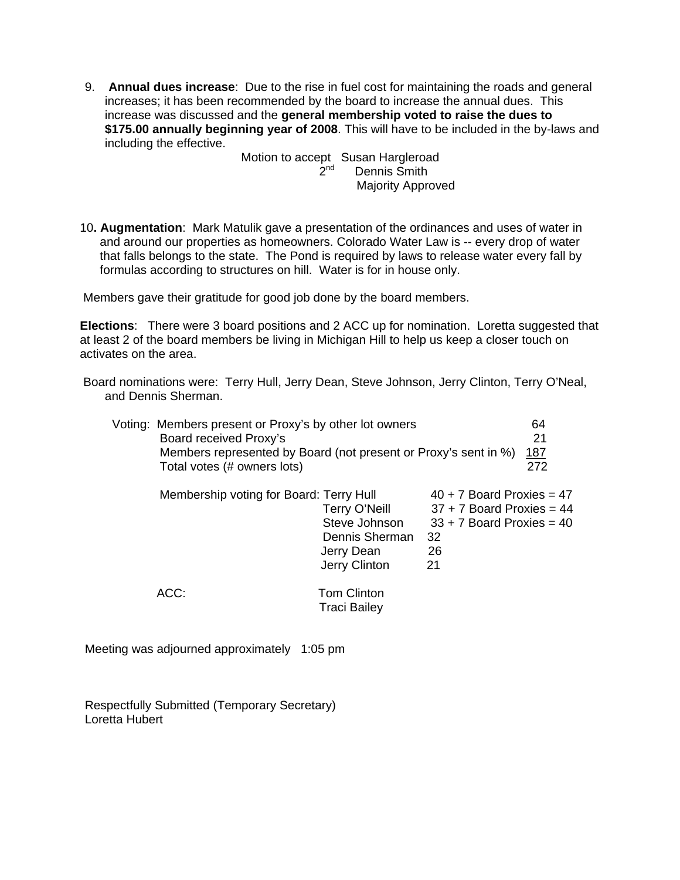9. **Annual dues increase**: Due to the rise in fuel cost for maintaining the roads and general increases; it has been recommended by the board to increase the annual dues. This increase was discussed and the **general membership voted to raise the dues to $175.00 annually beginning year of 2008**. This will have to be included in the by-laws and including the effective.

Motion to accept Susan Hargleroad
2nd Dennis Smith
Majority Approved

10. **Augmentation**: Mark Matulik gave a presentation of the ordinances and uses of water in and around our properties as homeowners. Colorado Water Law is -- every drop of water that falls belongs to the state. The Pond is required by laws to release water every fall by formulas according to structures on hill. Water is for in house only.

Members gave their gratitude for good job done by the board members.

**Elections**: There were 3 board positions and 2 ACC up for nomination. Loretta suggested that at least 2 of the board members be living in Michigan Hill to help us keep a closer touch on activates on the area.

Board nominations were: Terry Hull, Jerry Dean, Steve Johnson, Jerry Clinton, Terry O'Neal, and Dennis Sherman.

| | |
|---|---|
| Voting: Members present or Proxy's by other lot owners | 64 |
| Board received Proxy's | 21 |
| Members represented by Board (not present or Proxy's sent in %) | 187 |
| Total votes (# owners lots) | 272 |

| | | |
|---|---|---|
| Membership voting for Board: | Terry Hull | 40 + 7 Board Proxies = 47 |
| | Terry O'Neill | 37 + 7 Board Proxies = 44 |
| | Steve Johnson | 33 + 7 Board Proxies = 40 |
| | Dennis Sherman | 32 |
| | Jerry Dean | 26 |
| | Jerry Clinton | 21 |
| ACC: | Tom Clinton | |
| | Traci Bailey | |

Meeting was adjourned approximately 1:05 pm

Respectfully Submitted (Temporary Secretary)
Loretta Hubert